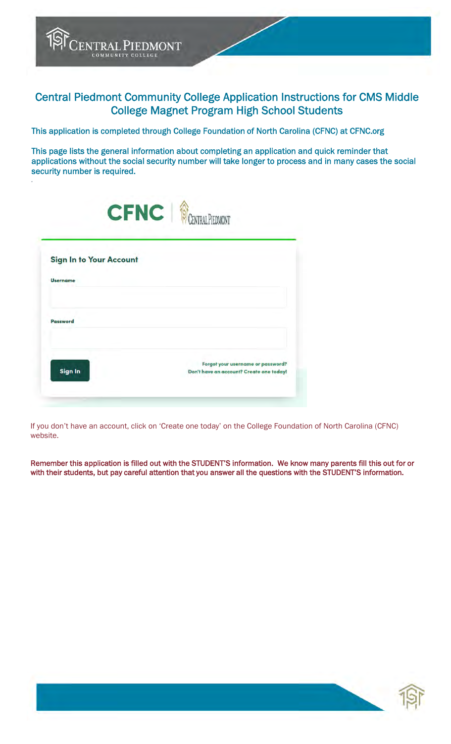# Central Piedmont Community College Application Instructions for CMS Middle College Magnet Program High School Students

This application is completed through College Foundation of North Carolina (CFNC) at CFNC.org

This page lists the general information about completing an application and quick reminder that applications without the social security number will take longer to process and in many cases the social security number is required.

If you don't have an account, click on 'Create one today' on the College Foundation of North Carolina (CFNC) website.

**Remember this application is filled out with the STUDENT'S information. We know many parents fill this out for or with their students, but pay careful attention that you answer all the questions with the STUDENT'S information.**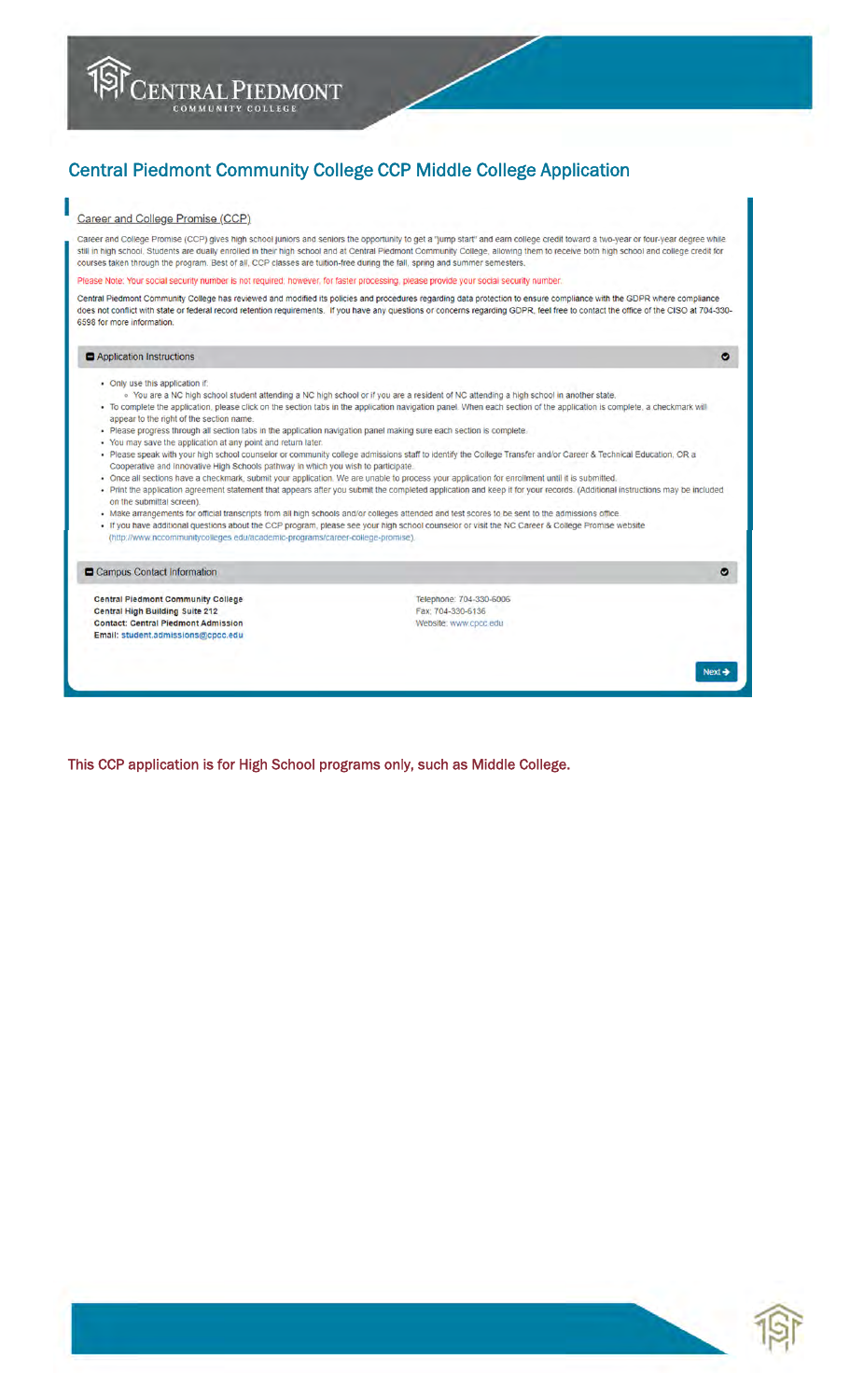# Central Piedmont Community College CCP Middle College Application

## Career and College Promise (CCP)

Career and College Promise (CCP) gives high school juniors and seniors the opportunity to get a "jump start" and earn college credit toward a two-year or four-year degree while still in high school. Students are dually enrolled in their high school and at Central Piedmont Community College, allowing them to receive both high school and college credit for courses taken through the program. Best of all, CCP classes are tuition-free during the fall, spring and summer semesters.

Please Note: Your social security number is not required; however, for faster processing, please provide your social security number.

Central Piedmont Community College has reviewed and modified its policies and procedures regarding data protection to ensure compliance with the GDPR where compliance does not conflict with state or federal record retention requirements. If you have any questions or concerns regarding GDPR, feel free to contact the office of the CISO at 704-330-6598 for more information.

### Application Instructions

- Only use this application if:
  - You are a NC high school student attending a NC high school or if you are a resident of NC attending a high school in another state.
- To complete the application, please click on the section tabs in the application navigation panel. When each section of the application is complete, a checkmark will appear to the right of the section name.
- Please progress through all section tabs in the application navigation panel making sure each section is complete.
- You may save the application at any point and return later.
- Please speak with your high school counselor or community college admissions staff to identify the College Transfer and/or Career & Technical Education, OR a Cooperative and Innovative High Schools pathway in which you wish to participate.
- Once all sections have a checkmark, submit your application. We are unable to process your application for enrollment until it is submitted.
- Print the application agreement statement that appears after you submit the completed application and keep it for your records. (Additional instructions may be included on the submittal screen).
- Make arrangements for official transcripts from all high schools and/or colleges attended and test scores to be sent to the admissions office.
- If you have additional questions about the CCP program, please see your high school counselor or visit the NC Career & College Promise website (http://www.nccommunitycolleges.edu/academic-programs/career-college-promise).

### Campus Contact Information

**Central Piedmont Community College**
**Central High Building Suite 212**
**Contact: Central Piedmont Admission**
**Email: student.admissions@cpcc.edu**

Telephone: 704-330-6006
Fax: 704-330-6136
Website: www.cpcc.edu

Next →

This CCP application is for High School programs only, such as Middle College.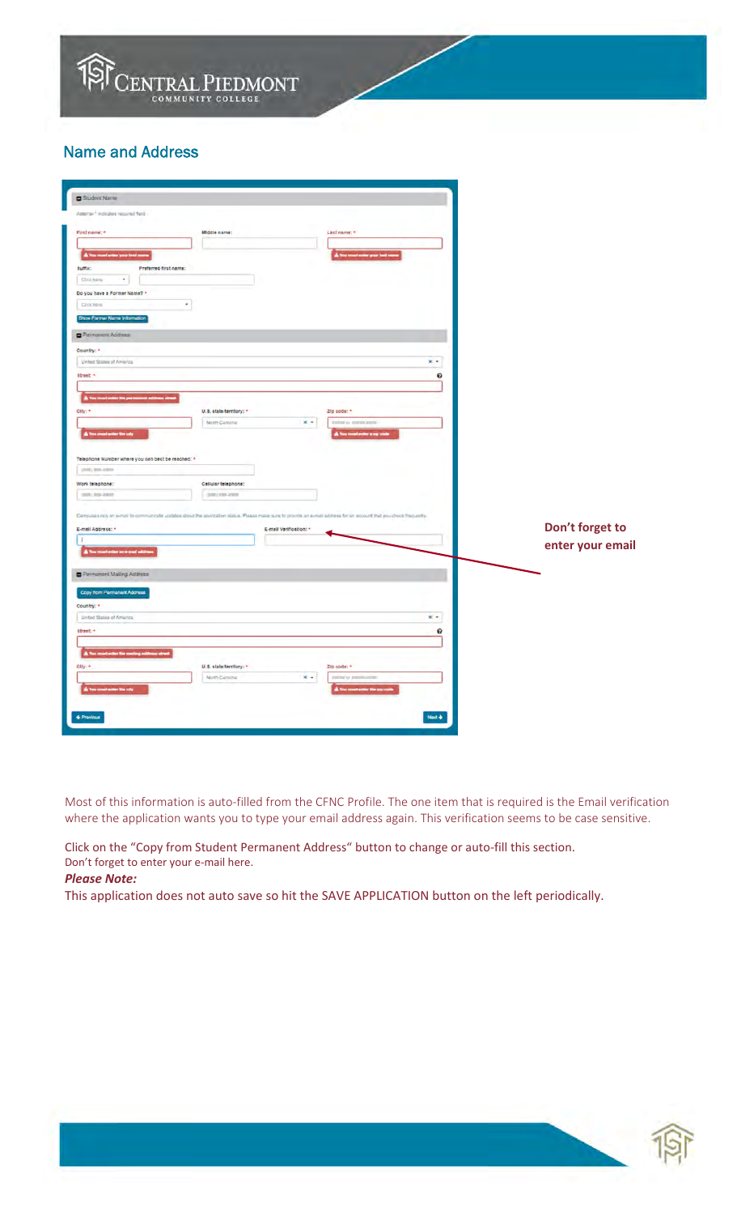## Name and Address

Don't forget to enter your email

Most of this information is auto-filled from the CFNC Profile. The one item that is required is the Email verification where the application wants you to type your email address again. This verification seems to be case sensitive.

Click on the "Copy from Student Permanent Address" button to change or auto-fill this section.
Don't forget to enter your e-mail here.

***Please Note:***
This application does not auto save so hit the SAVE APPLICATION button on the left periodically.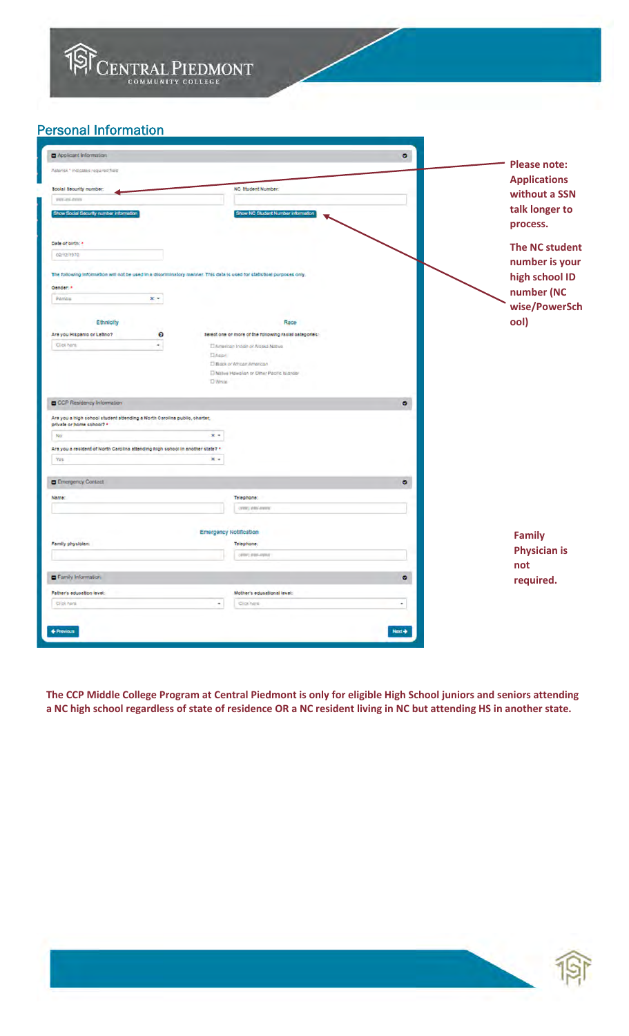## Personal Information

**Applicant Information**

Asterisk * indicates required field

Social Security number:

NC Student Number:

Show Social Security number information

Show NC Student Number information

Date of birth: *

The following information will not be used in a discriminatory manner. This data is used for statistical purposes only.

Gender: *

Ethnicity

Are you Hispanic or Latino?

Race

Select one or more of the following racial categories:

- American Indian or Alaska Native
- Asian
- Black or African American
- Native Hawaiian or Other Pacific Islander
- White

**CCP Residency Information**

Are you a high school student attending a North Carolina public, charter, private or home school? *

No

Are you a resident of North Carolina attending high school in another state? *

Yes

**Emergency Contact**

Name:

Telephone:

Emergency Notification

Family physician:

Telephone:

**Family Information**

Father's education level:

Mother's educational level:

Previous

Next

**Please note: Applications without a SSN talk longer to process.**

**The NC student number is your high school ID number (NC wise/PowerSchool)**

**Family Physician is not required.**

**The CCP Middle College Program at Central Piedmont is only for eligible High School juniors and seniors attending a NC high school regardless of state of residence OR a NC resident living in NC but attending HS in another state.**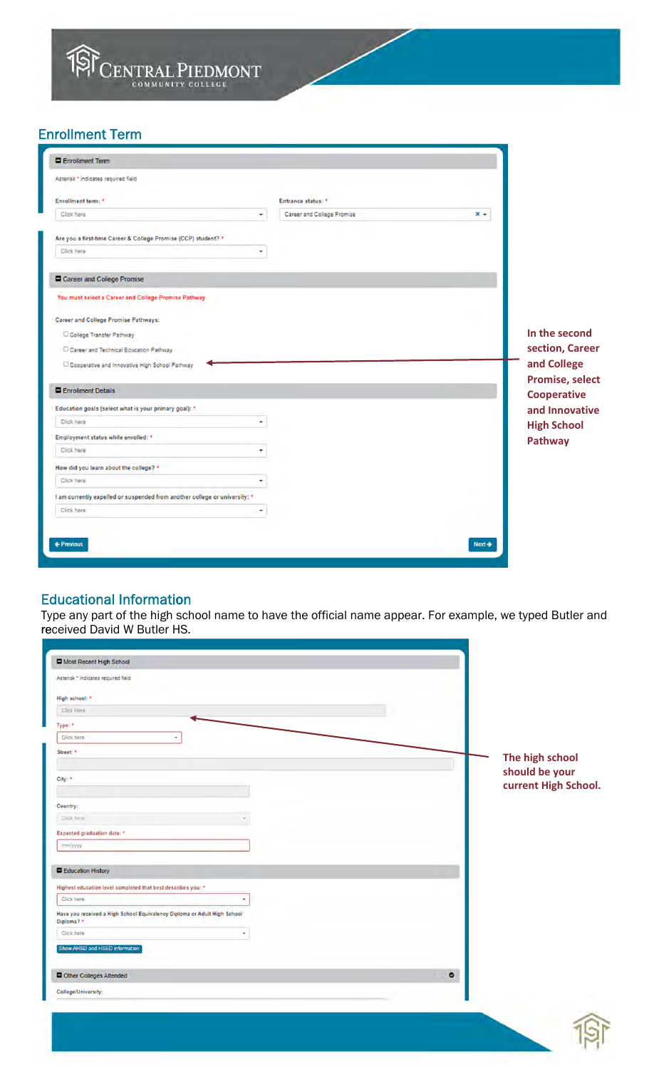## Enrollment Term

**Enrollment Term**

Asterisk * indicates required field

Enrollment term: *

Click here

Entrance status: *

Career and College Promise

Are you a first-time Career & College Promise (CCP) student? *

Click here

**Career and College Promise**

You must select a Career and College Promise Pathway

Career and College Promise Pathways:

- ☐ College Transfer Pathway
- ☐ Career and Technical Education Pathway
- ☐ Cooperative and Innovative High School Pathway

**In the second section, Career and College Promise, select Cooperative and Innovative High School Pathway**

**Enrollment Details**

Education goals (select what is your primary goal): *

Click here

Employment status while enrolled: *

Click here

How did you learn about the college? *

Click here

I am currently expelled or suspended from another college or university: *

Click here

← Previous | Next →

## Educational Information

Type any part of the high school name to have the official name appear. For example, we typed Butler and received David W Butler HS.

**Most Recent High School**

Asterisk * indicates required field

High school: *

Click Here

**The high school should be your current High School.**

Type: *

Click here

Street: *

City: *

Country:

Click here

Expected graduation date: *

mm/yyyy

**Education History**

Highest education level completed that best describes you: *

Click here

Have you received a High School Equivalency Diploma or Adult High School Diploma? *

Click here

Show AHSD and HSED information

**Other Colleges Attended**

College/University: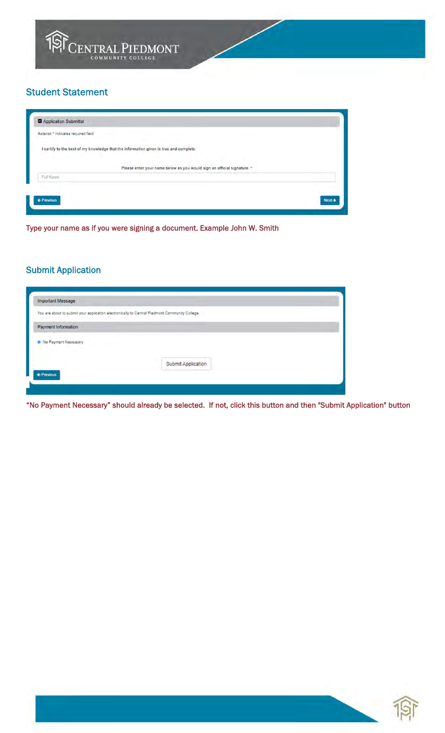## Student Statement

Application Submittal

Asterisk * indicates required field

I certify to the best of my knowledge that the information given is true and complete.

Please enter your name below as you would sign an official signature. *

Full Name

← Previous

Next →

Type your name as if you were signing a document. Example John W. Smith

## Submit Application

Important Message

You are about to submit your application electronically to Central Piedmont Community College.

Payment Information

No Payment Necessary

Submit Application

← Previous

“No Payment Necessary” should already be selected. If not, click this button and then "Submit Application" button